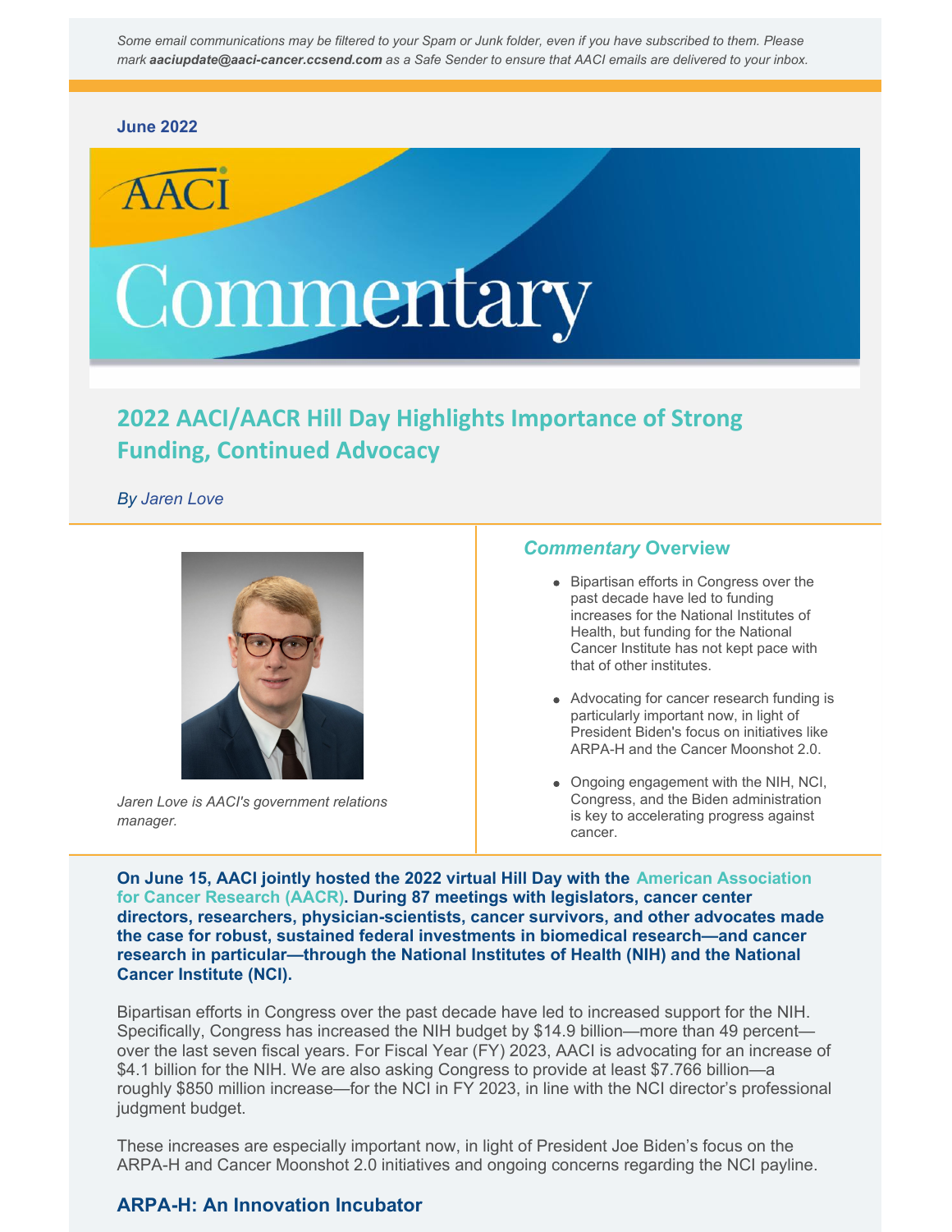*Some email communications may be filtered to your Spam or Junk folder, even if you have subscribed to them. Please mark **aaciupdate@aaci-cancer.ccsend.com** as a Safe Sender to ensure that AACI emails are delivered to your inbox.*

**June 2022**

AACI

Commentary

# 2022 AACI/AACR Hill Day Highlights Importance of Strong Funding, Continued Advocacy

*By Jaren Love*

*Jaren Love is AACI's government relations manager.*

## *Commentary* Overview

- Bipartisan efforts in Congress over the past decade have led to funding increases for the National Institutes of Health, but funding for the National Cancer Institute has not kept pace with that of other institutes.
- Advocating for cancer research funding is particularly important now, in light of President Biden's focus on initiatives like ARPA-H and the Cancer Moonshot 2.0.
- Ongoing engagement with the NIH, NCI, Congress, and the Biden administration is key to accelerating progress against cancer.

**On June 15, AACI jointly hosted the 2022 virtual Hill Day with the American Association for Cancer Research (AACR). During 87 meetings with legislators, cancer center directors, researchers, physician-scientists, cancer survivors, and other advocates made the case for robust, sustained federal investments in biomedical research—and cancer research in particular—through the National Institutes of Health (NIH) and the National Cancer Institute (NCI).**

Bipartisan efforts in Congress over the past decade have led to increased support for the NIH. Specifically, Congress has increased the NIH budget by $14.9 billion—more than 49 percent—over the last seven fiscal years. For Fiscal Year (FY) 2023, AACI is advocating for an increase of $4.1 billion for the NIH. We are also asking Congress to provide at least $7.766 billion—a roughly $850 million increase—for the NCI in FY 2023, in line with the NCI director's professional judgment budget.

These increases are especially important now, in light of President Joe Biden's focus on the ARPA-H and Cancer Moonshot 2.0 initiatives and ongoing concerns regarding the NCI payline.

## ARPA-H: An Innovation Incubator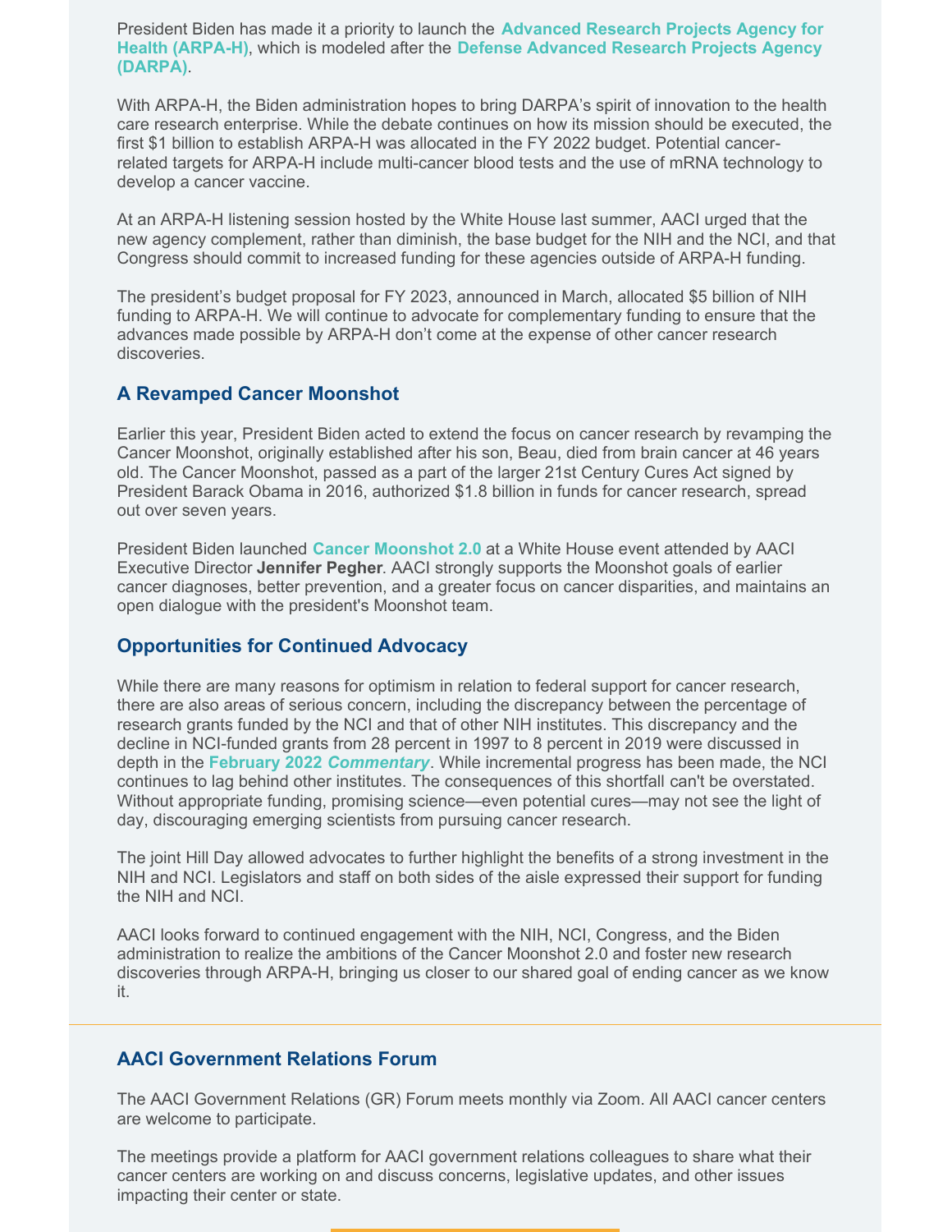President Biden has made it a priority to launch the **Advanced Research Projects Agency for Health (ARPA-H)**, which is modeled after the **Defense Advanced Research Projects Agency (DARPA)**.

With ARPA-H, the Biden administration hopes to bring DARPA's spirit of innovation to the health care research enterprise. While the debate continues on how its mission should be executed, the first $1 billion to establish ARPA-H was allocated in the FY 2022 budget. Potential cancer-related targets for ARPA-H include multi-cancer blood tests and the use of mRNA technology to develop a cancer vaccine.

At an ARPA-H listening session hosted by the White House last summer, AACI urged that the new agency complement, rather than diminish, the base budget for the NIH and the NCI, and that Congress should commit to increased funding for these agencies outside of ARPA-H funding.

The president's budget proposal for FY 2023, announced in March, allocated $5 billion of NIH funding to ARPA-H. We will continue to advocate for complementary funding to ensure that the advances made possible by ARPA-H don't come at the expense of other cancer research discoveries.

### A Revamped Cancer Moonshot

Earlier this year, President Biden acted to extend the focus on cancer research by revamping the Cancer Moonshot, originally established after his son, Beau, died from brain cancer at 46 years old. The Cancer Moonshot, passed as a part of the larger 21st Century Cures Act signed by President Barack Obama in 2016, authorized $1.8 billion in funds for cancer research, spread out over seven years.

President Biden launched **Cancer Moonshot 2.0** at a White House event attended by AACI Executive Director **Jennifer Pegher**. AACI strongly supports the Moonshot goals of earlier cancer diagnoses, better prevention, and a greater focus on cancer disparities, and maintains an open dialogue with the president's Moonshot team.

### Opportunities for Continued Advocacy

While there are many reasons for optimism in relation to federal support for cancer research, there are also areas of serious concern, including the discrepancy between the percentage of research grants funded by the NCI and that of other NIH institutes. This discrepancy and the decline in NCI-funded grants from 28 percent in 1997 to 8 percent in 2019 were discussed in depth in the **February 2022 *Commentary***. While incremental progress has been made, the NCI continues to lag behind other institutes. The consequences of this shortfall can't be overstated. Without appropriate funding, promising science—even potential cures—may not see the light of day, discouraging emerging scientists from pursuing cancer research.

The joint Hill Day allowed advocates to further highlight the benefits of a strong investment in the NIH and NCI. Legislators and staff on both sides of the aisle expressed their support for funding the NIH and NCI.

AACI looks forward to continued engagement with the NIH, NCI, Congress, and the Biden administration to realize the ambitions of the Cancer Moonshot 2.0 and foster new research discoveries through ARPA-H, bringing us closer to our shared goal of ending cancer as we know it.

---

### AACI Government Relations Forum

The AACI Government Relations (GR) Forum meets monthly via Zoom. All AACI cancer centers are welcome to participate.

The meetings provide a platform for AACI government relations colleagues to share what their cancer centers are working on and discuss concerns, legislative updates, and other issues impacting their center or state.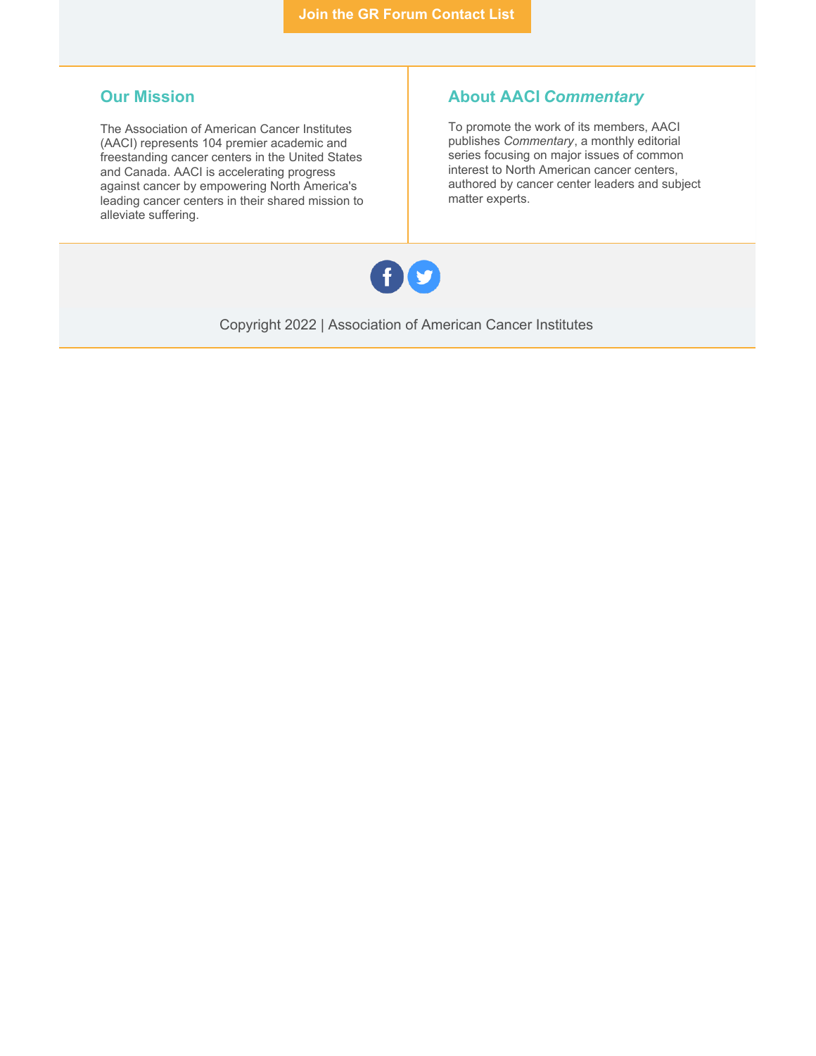Join the GR Forum Contact List

## Our Mission

The Association of American Cancer Institutes (AACI) represents 104 premier academic and freestanding cancer centers in the United States and Canada. AACI is accelerating progress against cancer by empowering North America's leading cancer centers in their shared mission to alleviate suffering.

## About AACI *Commentary*

To promote the work of its members, AACI publishes *Commentary*, a monthly editorial series focusing on major issues of common interest to North American cancer centers, authored by cancer center leaders and subject matter experts.

Copyright 2022 | Association of American Cancer Institutes